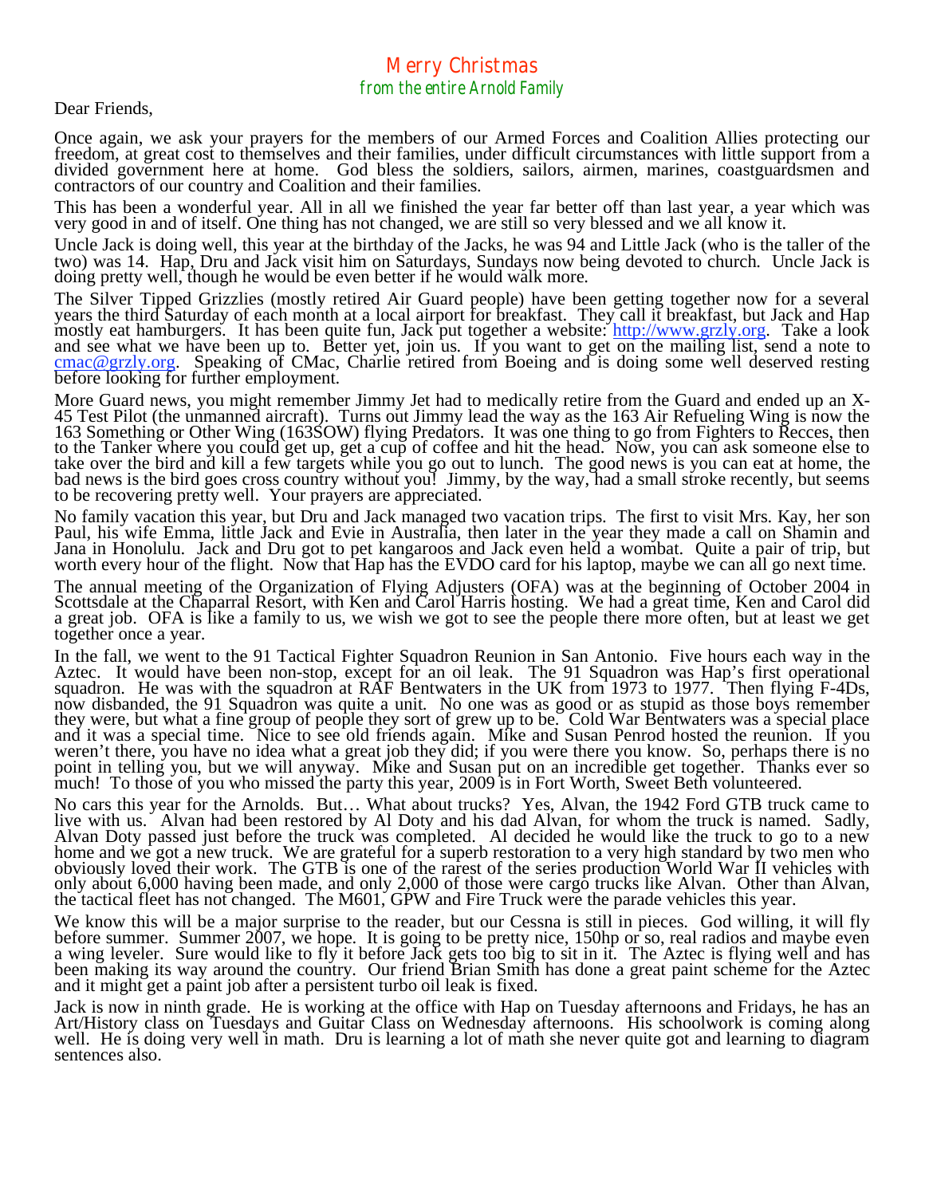# Merry Christmas

*from the entire Arnold Family*

Dear Friends,

Once again, we ask your prayers for the members of our Armed Forces and Coalition Allies protecting our freedom, at great cost to themselves and their families, under difficult circumstances with little support from a divided government here at home. God bless the soldiers, sailors, airmen, marines, coastguardsmen and contractors of our country and Coalition and their families.

This has been a wonderful year. All in all we finished the year far better off than last year, a year which was very good in and of itself. One thing has not changed, we are still so very blessed and we all know it.

Uncle Jack is doing well, this year at the birthday of the Jacks, he was 94 and Little Jack (who is the taller of the two) was 14. Hap, Dru and Jack visit him on Saturdays, Sundays now being devoted to church. Uncle Jack is doing pretty well, though he would be even better if he would walk more.

The Silver Tipped Grizzlies (mostly retired Air Guard people) have been getting together now for a several years the third Saturday of each month at a local airport for breakfast. They call it breakfast, but Jack and Hap mostly eat hamburgers. It has been quite fun, Jack put together a website: http://www.grzly.org. Take a look and see what we have been up to. Better yet, join us. If you want to get on the mailing list, send a note to cmac@grzly.org. Speaking of CMac, Charlie retired from Boeing and is doing some well deserved resting before looking for further employment.

More Guard news, you might remember Jimmy Jet had to medically retire from the Guard and ended up an X-45 Test Pilot (the unmanned aircraft). Turns out Jimmy lead the way as the 163 Air Refueling Wing is now the 163 Something or Other Wing (163SOW) flying Predators. It was one thing to go from Fighters to Recces, then to the Tanker where you could get up, get a cup of coffee and hit the head. Now, you can ask someone else to take over the bird and kill a few targets while you go out to lunch. The good news is you can eat at home, the bad news is the bird goes cross country without you! Jimmy, by the way, had a small stroke recently, but seems to be recovering pretty well. Your prayers are appreciated.

No family vacation this year, but Dru and Jack managed two vacation trips. The first to visit Mrs. Kay, her son Paul, his wife Emma, little Jack and Evie in Australia, then later in the year they made a call on Shamin and Jana in Honolulu. Jack and Dru got to pet kangaroos and Jack even held a wombat. Quite a pair of trip, but worth every hour of the flight. Now that Hap has the EVDO card for his laptop, maybe we can all go next time.

The annual meeting of the Organization of Flying Adjusters (OFA) was at the beginning of October 2004 in Scottsdale at the Chaparral Resort, with Ken and Carol Harris hosting. We had a great time, Ken and Carol did a great job. OFA is like a family to us, we wish we got to see the people there more often, but at least we get together once a year.

In the fall, we went to the 91 Tactical Fighter Squadron Reunion in San Antonio. Five hours each way in the Aztec. It would have been non-stop, except for an oil leak. The 91 Squadron was Hap's first operational squadron. He was with the squadron at RAF Bentwaters in the UK from 1973 to 1977. Then flying F-4Ds, now disbanded, the 91 Squadron was quite a unit. No one was as good or as stupid as those boys remember they were, but what a fine group of people they sort of grew up to be. Cold War Bentwaters was a special place and it was a special time. Nice to see old friends again. Mike and Susan Penrod hosted the reunion. If you weren't there, you have no idea what a great job they did; if you were there you know. So, perhaps there is no point in telling you, but we will anyway. Mike and Susan put on an incredible get together. Thanks ever so much! To those of you who missed the party this year, 2009 is in Fort Worth, Sweet Beth volunteered.

No cars this year for the Arnolds. But… What about trucks? Yes, Alvan, the 1942 Ford GTB truck came to live with us. Alvan had been restored by Al Doty and his dad Alvan, for whom the truck is named. Sadly, Alvan Doty passed just before the truck was completed. Al decided he would like the truck to go to a new home and we got a new truck. We are grateful for a superb restoration to a very high standard by two men who obviously loved their work. The GTB is one of the rarest of the series production World War II vehicles with only about 6,000 having been made, and only 2,000 of those were cargo trucks like Alvan. Other than Alvan, the tactical fleet has not changed. The M601, GPW and Fire Truck were the parade vehicles this year.

We know this will be a major surprise to the reader, but our Cessna is still in pieces. God willing, it will fly before summer. Summer 2007, we hope. It is going to be pretty nice, 150hp or so, real radios and maybe even a wing leveler. Sure would like to fly it before Jack gets too big to sit in it. The Aztec is flying well and has been making its way around the country. Our friend Brian Smith has done a great paint scheme for the Aztec and it might get a paint job after a persistent turbo oil leak is fixed.

Jack is now in ninth grade. He is working at the office with Hap on Tuesday afternoons and Fridays, he has an Art/History class on Tuesdays and Guitar Class on Wednesday afternoons. His schoolwork is coming along well. He is doing very well in math. Dru is learning a lot of math she never quite got and learning to diagram sentences also.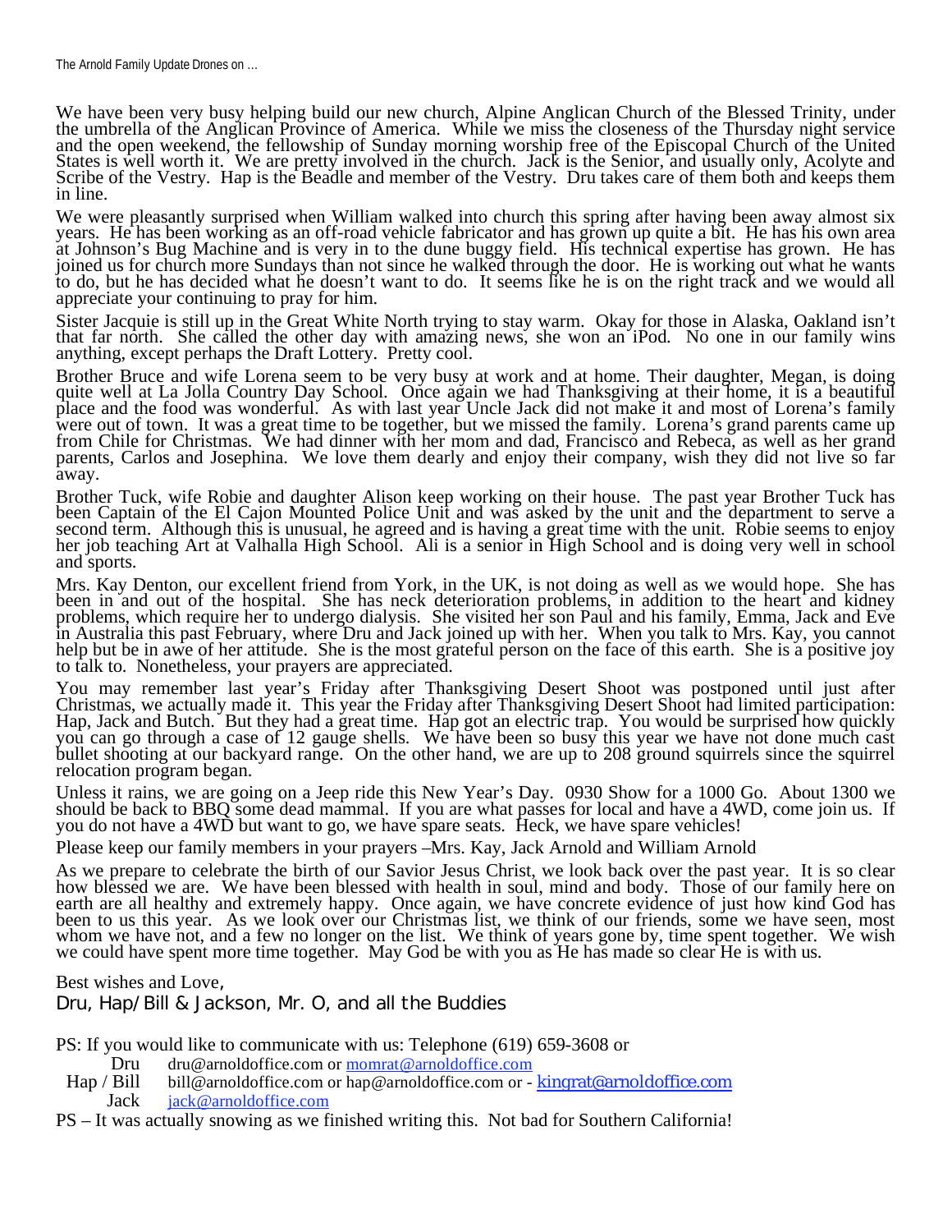We have been very busy helping build our new church, Alpine Anglican Church of the Blessed Trinity, under the umbrella of the Anglican Province of America. While we miss the closeness of the Thursday night service and the open weekend, the fellowship of Sunday morning worship free of the Episcopal Church of the United States is well worth it. We are pretty involved in the church. Jack is the Senior, and usually only, Acolyte and Scribe of the Vestry. Hap is the Beadle and member of the Vestry. Dru takes care of them both and keeps them in line.

We were pleasantly surprised when William walked into church this spring after having been away almost six years. He has been working as an off-road vehicle fabricator and has grown up quite a bit. He has his own area at Johnson's Bug Machine and is very in to the dune buggy field. His technical expertise has grown. He has joined us for church more Sundays than not since he walked through the door. He is working out what he wants to do, but he has decided what he doesn't want to do. It seems like he is on the right track and we would all appreciate your continuing to pray for him.

Sister Jacquie is still up in the Great White North trying to stay warm. Okay for those in Alaska, Oakland isn't that far north. She called the other day with amazing news, she won an iPod. No one in our family wins anything, except perhaps the Draft Lottery. Pretty cool.

Brother Bruce and wife Lorena seem to be very busy at work and at home. Their daughter, Megan, is doing quite well at La Jolla Country Day School. Once again we had Thanksgiving at their home, it is a beautiful place and the food was wonderful. As with last year Uncle Jack did not make it and most of Lorena's family were out of town. It was a great time to be together, but we missed the family. Lorena's grand parents came up from Chile for Christmas. We had dinner with her mom and dad, Francisco and Rebeca, as well as her grand parents, Carlos and Josephina. We love them dearly and enjoy their company, wish they did not live so far away.

Brother Tuck, wife Robie and daughter Alison keep working on their house. The past year Brother Tuck has been Captain of the El Cajon Mounted Police Unit and was asked by the unit and the department to serve a second term. Although this is unusual, he agreed and is having a great time with the unit. Robie seems to enjoy her job teaching Art at Valhalla High School. Ali is a senior in High School and is doing very well in school and sports.

Mrs. Kay Denton, our excellent friend from York, in the UK, is not doing as well as we would hope. She has been in and out of the hospital. She has neck deterioration problems, in addition to the heart and kidney problems, which require her to undergo dialysis. She visited her son Paul and his family, Emma, Jack and Eve in Australia this past February, where Dru and Jack joined up with her. When you talk to Mrs. Kay, you cannot help but be in awe of her attitude. She is the most grateful person on the face of this earth. She is a positive joy to talk to. Nonetheless, your prayers are appreciated.

You may remember last year's Friday after Thanksgiving Desert Shoot was postponed until just after Christmas, we actually made it. This year the Friday after Thanksgiving Desert Shoot had limited participation: Hap, Jack and Butch. But they had a great time. Hap got an electric trap. You would be surprised how quickly you can go through a case of 12 gauge shells. We have been so busy this year we have not done much cast bullet shooting at our backyard range. On the other hand, we are up to 208 ground squirrels since the squirrel relocation program began.

Unless it rains, we are going on a Jeep ride this New Year's Day. 0930 Show for a 1000 Go. About 1300 we should be back to BBQ some dead mammal. If you are what passes for local and have a 4WD, come join us. If you do not have a 4WD but want to go, we have spare seats. Heck, we have spare vehicles!

Please keep our family members in your prayers –Mrs. Kay, Jack Arnold and William Arnold

As we prepare to celebrate the birth of our Savior Jesus Christ, we look back over the past year. It is so clear how blessed we are. We have been blessed with health in soul, mind and body. Those of our family here on earth are all healthy and extremely happy. Once again, we have concrete evidence of just how kind God has been to us this year. As we look over our Christmas list, we think of our friends, some we have seen, most whom we have not, and a few no longer on the list. We think of years gone by, time spent together. We wish we could have spent more time together. May God be with you as He has made so clear He is with us.

Best wishes and Love,

Dru, Hap/Bill & Jackson, Mr. O, and all the Buddies

PS: If you would like to communicate with us: Telephone (619) 659-3608 or

| | |
|---|---|
| Dru | dru@arnoldoffice.com or momrat@arnoldoffice.com |
| Hap / Bill | bill@arnoldoffice.com or hap@arnoldoffice.com or - kingrat@arnoldoffice.com |
| Jack | jack@arnoldoffice.com |

PS – It was actually snowing as we finished writing this. Not bad for Southern California!